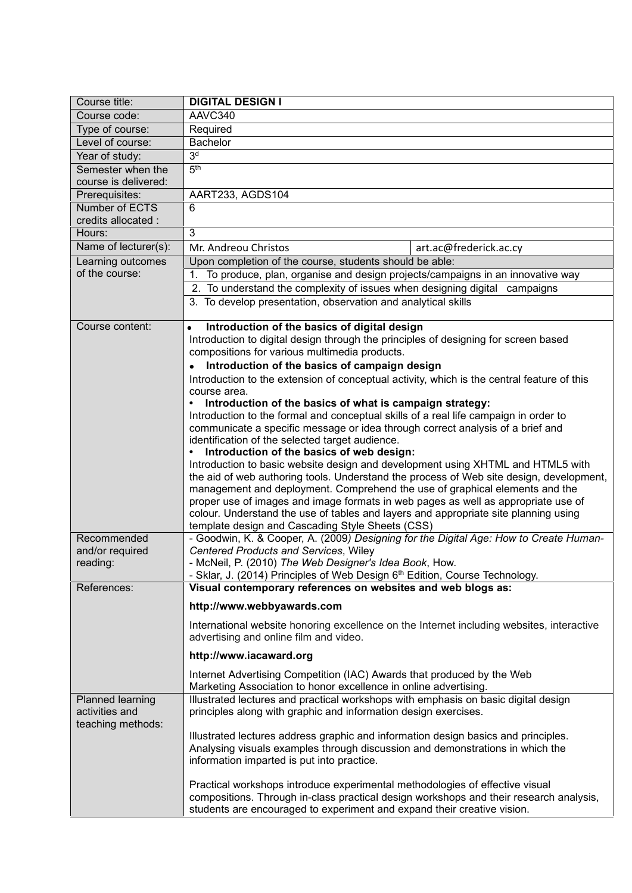| Course title: | **DIGITAL DESIGN I** | |
|---|---|---|
| Course code: | AAVC340 | |
| Type of course: | Required | |
| Level of course: | Bachelor | |
| Year of study: | 3d | |
| Semester when the course is delivered: | 5th | |
| Prerequisites: | AART233, AGDS104 | |
| Number of ECTS credits allocated : | 6 | |
| Hours: | 3 | |
| Name of lecturer(s): | Mr. Andreou Christos | art.ac@frederick.ac.cy |
| Learning outcomes of the course: | Upon completion of the course, students should be able:<br>1. To produce, plan, organise and design projects/campaigns in an innovative way<br>2. To understand the complexity of issues when designing digital campaigns<br>3. To develop presentation, observation and analytical skills | |
| Course content: | • **Introduction of the basics of digital design**<br>Introduction to digital design through the principles of designing for screen based compositions for various multimedia products.<br>• **Introduction of the basics of campaign design**<br>Introduction to the extension of conceptual activity, which is the central feature of this course area.<br>• **Introduction of the basics of what is campaign strategy:**<br>Introduction to the formal and conceptual skills of a real life campaign in order to communicate a specific message or idea through correct analysis of a brief and identification of the selected target audience.<br>• **Introduction of the basics of web design:**<br>Introduction to basic website design and development using XHTML and HTML5 with the aid of web authoring tools. Understand the process of Web site design, development, management and deployment. Comprehend the use of graphical elements and the proper use of images and image formats in web pages as well as appropriate use of colour. Understand the use of tables and layers and appropriate site planning using template design and Cascading Style Sheets (CSS) | |
| Recommended and/or required reading: | - Goodwin, K. & Cooper, A. (2009*) Designing for the Digital Age: How to Create Human-Centered Products and Services*, Wiley<br>- McNeil, P. (2010) *The Web Designer's Idea Book*, How.<br>- Sklar, J. (2014) Principles of Web Design 6th Edition, Course Technology. | |
| References: | **Visual contemporary references on websites and web blogs as:**<br>**http://www.webbyawards.com**<br>International website honoring excellence on the Internet including websites, interactive advertising and online film and video.<br>**http://www.iacaward.org**<br>Internet Advertising Competition (IAC) Awards that produced by the Web Marketing Association to honor excellence in online advertising. | |
| Planned learning activities and teaching methods: | Illustrated lectures and practical workshops with emphasis on basic digital design principles along with graphic and information design exercises.<br><br>Illustrated lectures address graphic and information design basics and principles. Analysing visuals examples through discussion and demonstrations in which the information imparted is put into practice.<br><br>Practical workshops introduce experimental methodologies of effective visual compositions. Through in-class practical design workshops and their research analysis, students are encouraged to experiment and expand their creative vision. | |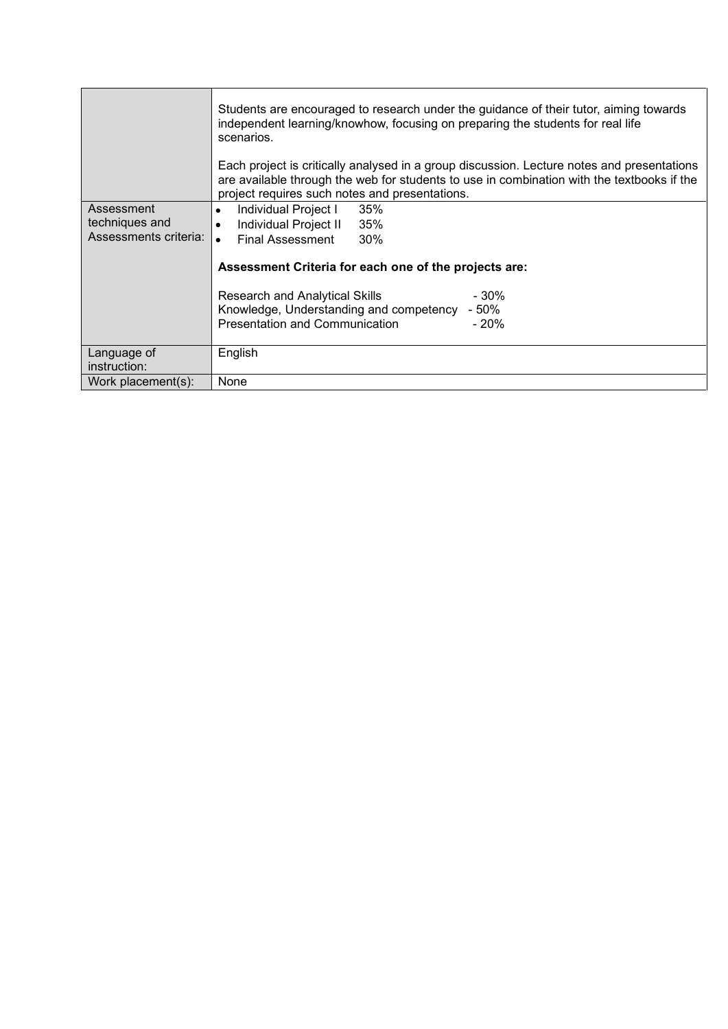| | |
|---|---|
| | Students are encouraged to research under the guidance of their tutor, aiming towards independent learning/knowhow, focusing on preparing the students for real life scenarios.<br><br>Each project is critically analysed in a group discussion. Lecture notes and presentations are available through the web for students to use in combination with the textbooks if the project requires such notes and presentations. |
| Assessment techniques and Assessments criteria: | • Individual Project I 35%<br>• Individual Project II 35%<br>• Final Assessment 30%<br><br>**Assessment Criteria for each one of the projects are:**<br><br>Research and Analytical Skills - 30%<br>Knowledge, Understanding and competency - 50%<br>Presentation and Communication - 20% |
| Language of instruction: | English |
| Work placement(s): | None |